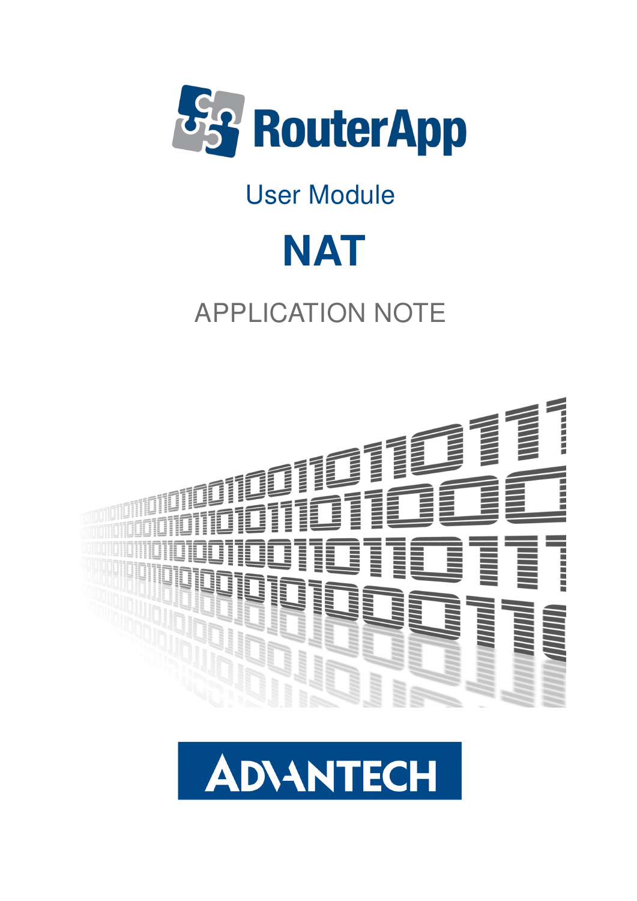RouterApp

User Module

# NAT

APPLICATION NOTE

ADVANTECH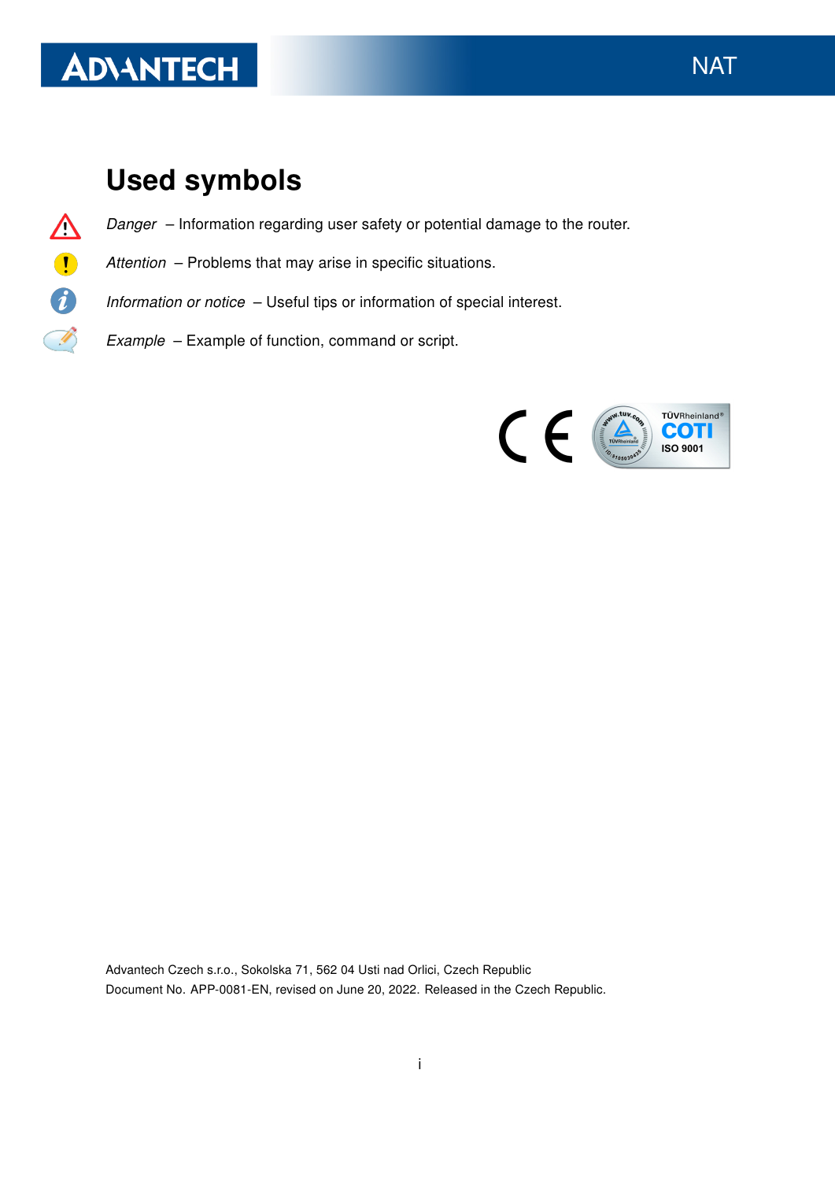# Used symbols

*Danger* – Information regarding user safety or potential damage to the router.

*Attention* – Problems that may arise in specific situations.

*Information or notice* – Useful tips or information of special interest.

*Example* – Example of function, command or script.

Advantech Czech s.r.o., Sokolska 71, 562 04 Usti nad Orlici, Czech Republic
Document No. APP-0081-EN, revised on June 20, 2022. Released in the Czech Republic.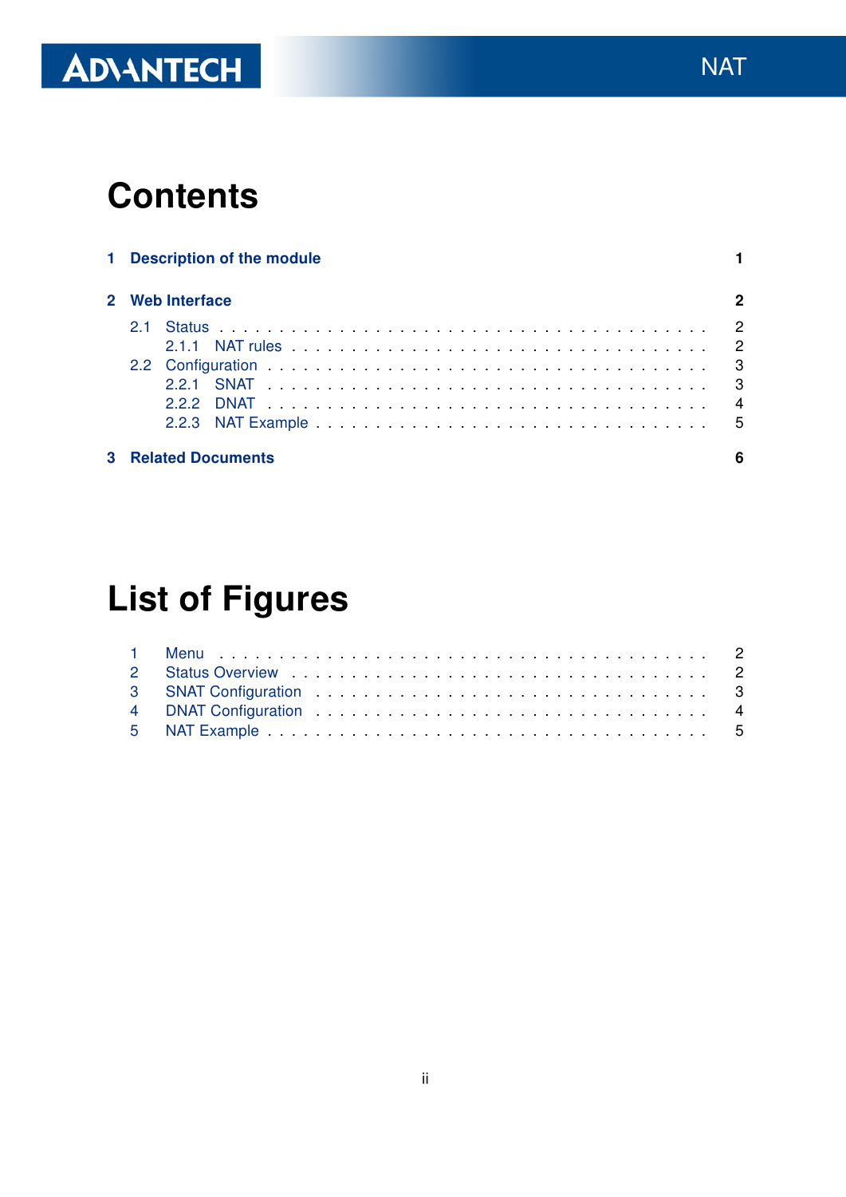# Contents

**1 Description of the module** **1**

**2 Web Interface** **2**

- 2.1 Status . . . . . . . . . . 2
  - 2.1.1 NAT rules . . . . . . . . . . 2
- 2.2 Configuration . . . . . . . . . . 3
  - 2.2.1 SNAT . . . . . . . . . . 3
  - 2.2.2 DNAT . . . . . . . . . . 4
  - 2.2.3 NAT Example . . . . . . . . . . 5

**3 Related Documents** **6**

# List of Figures

1 Menu . . . . . . . . . . 2
2 Status Overview . . . . . . . . . . 2
3 SNAT Configuration . . . . . . . . . . 3
4 DNAT Configuration . . . . . . . . . . 4
5 NAT Example . . . . . . . . . . 5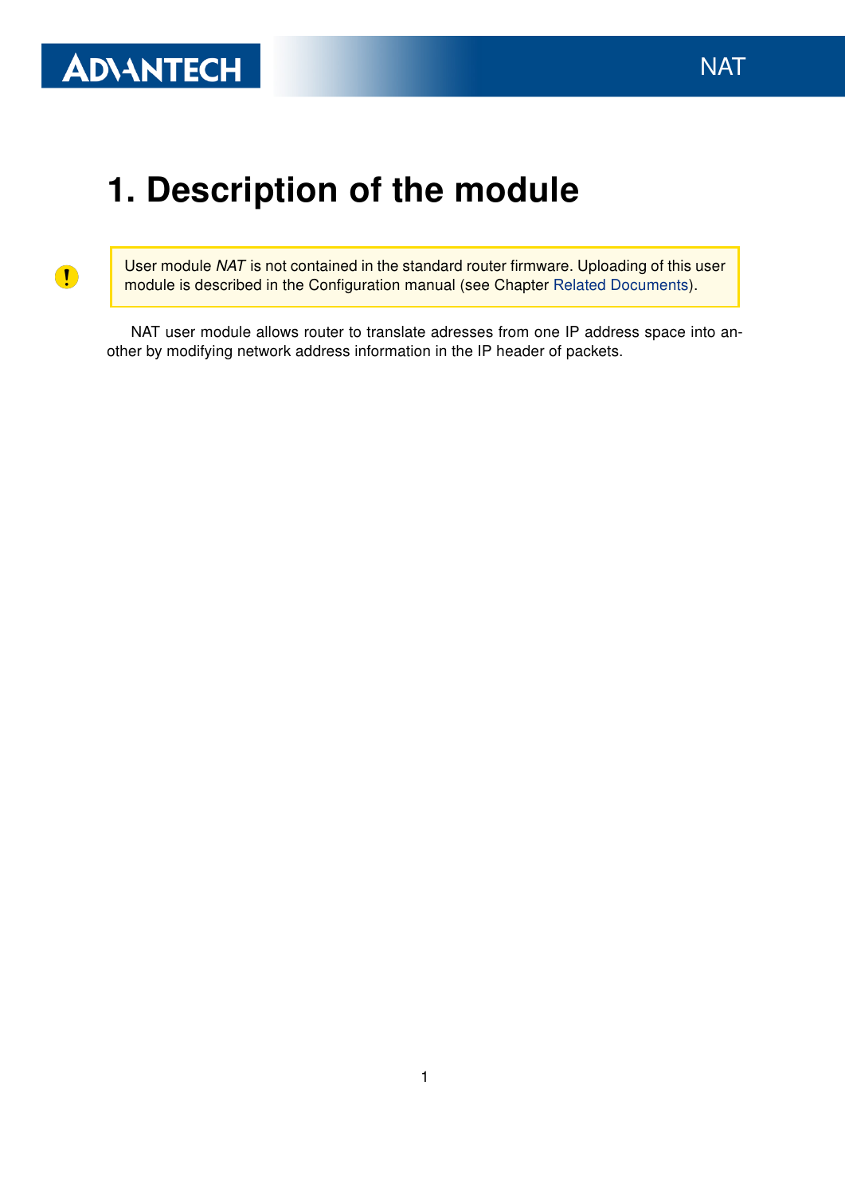# 1. Description of the module

> User module *NAT* is not contained in the standard router firmware. Uploading of this user module is described in the Configuration manual (see Chapter Related Documents).

NAT user module allows router to translate adresses from one IP address space into another by modifying network address information in the IP header of packets.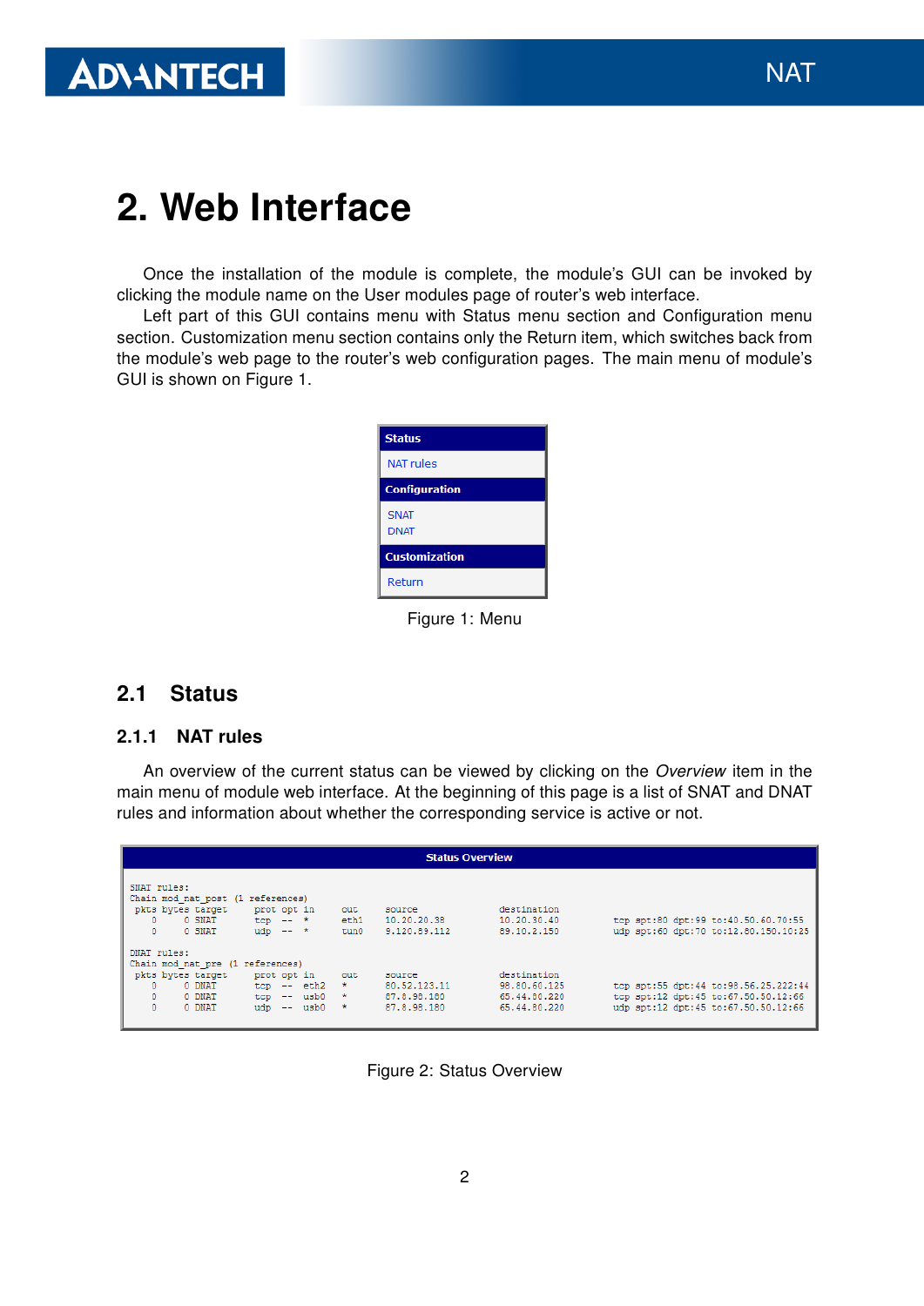# 2. Web Interface

Once the installation of the module is complete, the module's GUI can be invoked by clicking the module name on the User modules page of router's web interface.

Left part of this GUI contains menu with Status menu section and Configuration menu section. Customization menu section contains only the Return item, which switches back from the module's web page to the router's web configuration pages. The main menu of module's GUI is shown on Figure 1.

**Status**
NAT rules
**Configuration**
SNAT
DNAT
**Customization**
Return

Figure 1: Menu

## 2.1 Status

### 2.1.1 NAT rules

An overview of the current status can be viewed by clicking on the *Overview* item in the main menu of module web interface. At the beginning of this page is a list of SNAT and DNAT rules and information about whether the corresponding service is active or not.

**Status Overview**

```
SNAT rules:
Chain mod_nat_post (1 references)
 pkts bytes target     prot opt in     out     source               destination
    0     0 SNAT       tcp  --  *      eth1    10.20.20.38          10.20.30.40          tcp spt:80 dpt:99 to:40.50.60.70:55
    0     0 SNAT       udp  --  *      tun0    9.120.89.112         89.10.2.150          udp spt:60 dpt:70 to:12.80.150.10:25

DNAT rules:
Chain mod_nat_pre (1 references)
 pkts bytes target     prot opt in     out     source               destination
    0     0 DNAT       tcp  --  eth2   *       80.52.123.11         98.80.60.125         tcp spt:55 dpt:44 to:98.56.25.222:44
    0     0 DNAT       tcp  --  usb0   *       87.8.98.180          65.44.80.220         tcp spt:12 dpt:45 to:67.50.50.12:66
    0     0 DNAT       udp  --  usb0   *       87.8.98.180          65.44.80.220         udp spt:12 dpt:45 to:67.50.50.12:66
```

Figure 2: Status Overview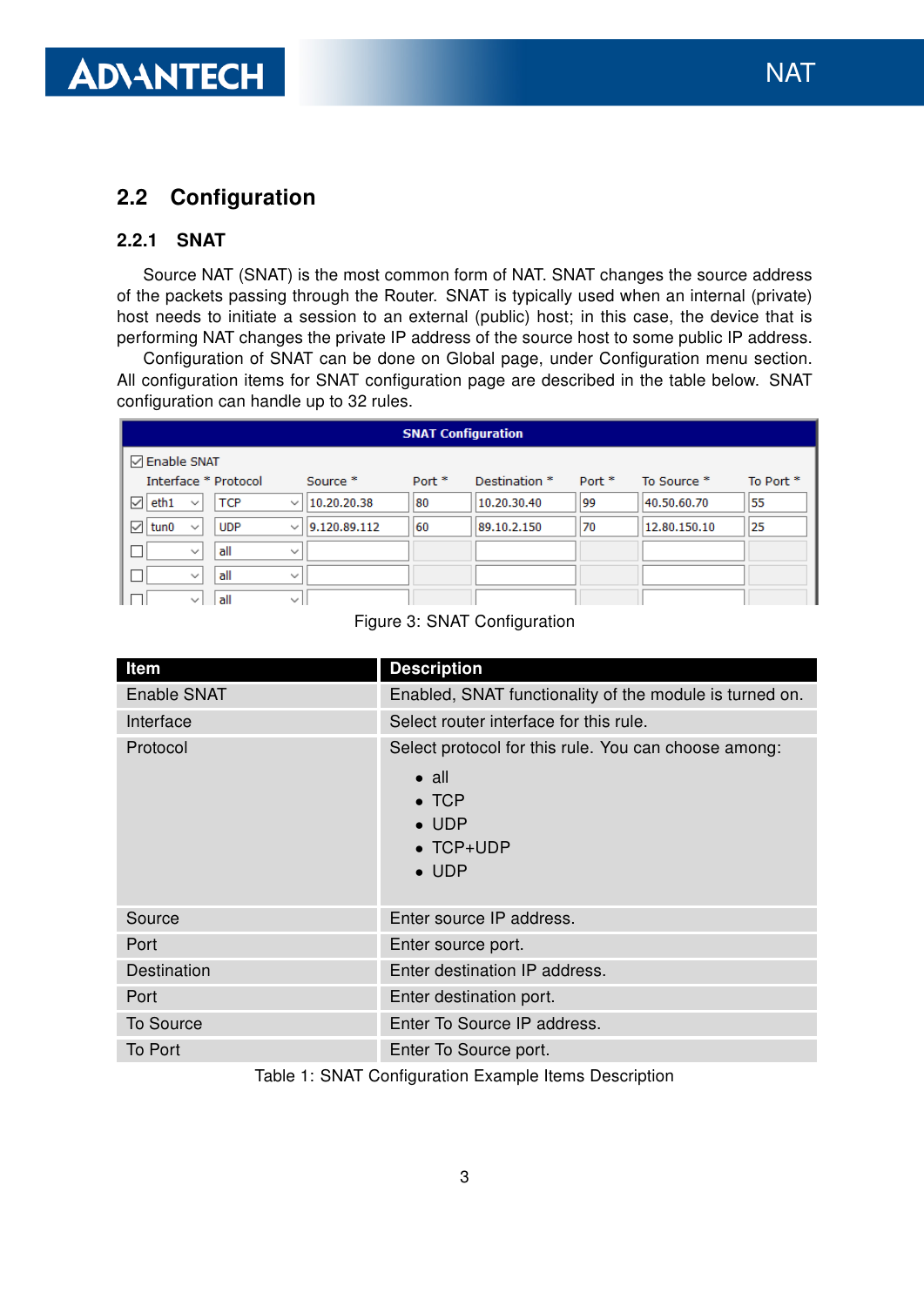## 2.2 Configuration

### 2.2.1 SNAT

Source NAT (SNAT) is the most common form of NAT. SNAT changes the source address of the packets passing through the Router. SNAT is typically used when an internal (private) host needs to initiate a session to an external (public) host; in this case, the device that is performing NAT changes the private IP address of the source host to some public IP address.

Configuration of SNAT can be done on Global page, under Configuration menu section. All configuration items for SNAT configuration page are described in the table below. SNAT configuration can handle up to 32 rules.

**SNAT Configuration**

☑ Enable SNAT

| | Interface * | Protocol | Source * | Port * | Destination * | Port * | To Source * | To Port * |
|---|---|---|---|---|---|---|---|---|
| ☑ | eth1 | TCP | 10.20.20.38 | 80 | 10.20.30.40 | 99 | 40.50.60.70 | 55 |
| ☑ | tun0 | UDP | 9.120.89.112 | 60 | 89.10.2.150 | 70 | 12.80.150.10 | 25 |
| ☐ | | all | | | | | | |
| ☐ | | all | | | | | | |
| ☐ | | all | | | | | | |

Figure 3: SNAT Configuration

| Item | Description |
|---|---|
| Enable SNAT | Enabled, SNAT functionality of the module is turned on. |
| Interface | Select router interface for this rule. |
| Protocol | Select protocol for this rule. You can choose among: <br>• all <br>• TCP <br>• UDP <br>• TCP+UDP <br>• UDP |
| Source | Enter source IP address. |
| Port | Enter source port. |
| Destination | Enter destination IP address. |
| Port | Enter destination port. |
| To Source | Enter To Source IP address. |
| To Port | Enter To Source port. |

Table 1: SNAT Configuration Example Items Description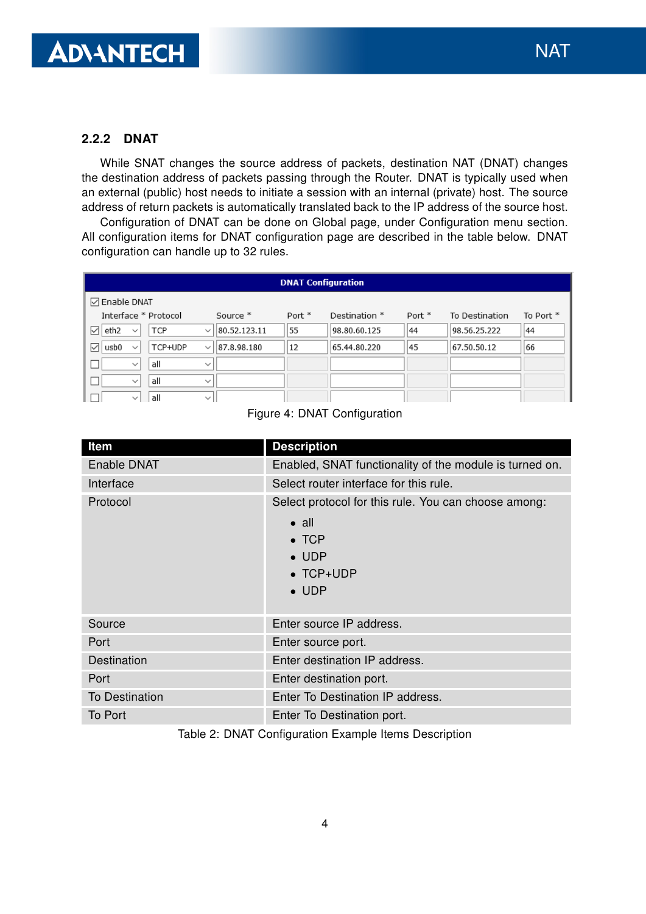### 2.2.2 DNAT

While SNAT changes the source address of packets, destination NAT (DNAT) changes the destination address of packets passing through the Router. DNAT is typically used when an external (public) host needs to initiate a session with an internal (private) host. The source address of return packets is automatically translated back to the IP address of the source host.

Configuration of DNAT can be done on Global page, under Configuration menu section. All configuration items for DNAT configuration page are described in the table below. DNAT configuration can handle up to 32 rules.

Figure 4: DNAT Configuration

| Item | Description |
|---|---|
| Enable DNAT | Enabled, SNAT functionality of the module is turned on. |
| Interface | Select router interface for this rule. |
| Protocol | Select protocol for this rule. You can choose among: <br>• all <br>• TCP <br>• UDP <br>• TCP+UDP <br>• UDP |
| Source | Enter source IP address. |
| Port | Enter source port. |
| Destination | Enter destination IP address. |
| Port | Enter destination port. |
| To Destination | Enter To Destination IP address. |
| To Port | Enter To Destination port. |

Table 2: DNAT Configuration Example Items Description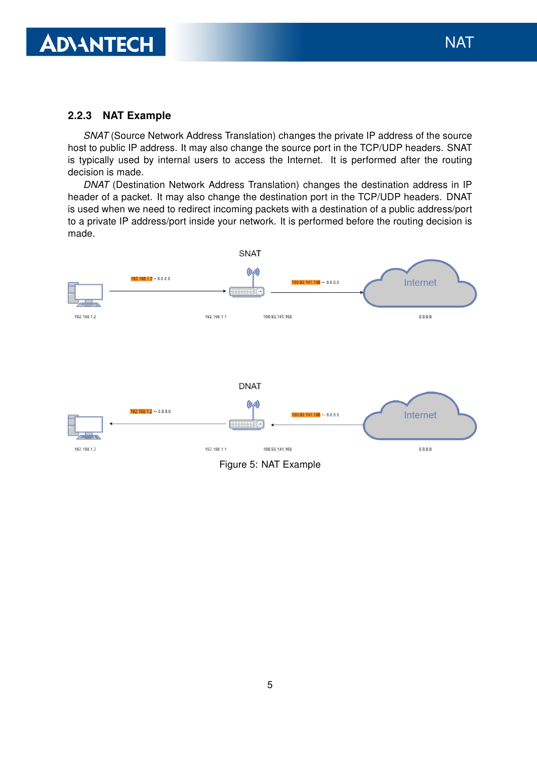### 2.2.3 NAT Example

*SNAT* (Source Network Address Translation) changes the private IP address of the source host to public IP address. It may also change the source port in the TCP/UDP headers. SNAT is typically used by internal users to access the Internet. It is performed after the routing decision is made.

*DNAT* (Destination Network Address Translation) changes the destination address in IP header of a packet. It may also change the destination port in the TCP/UDP headers. DNAT is used when we need to redirect incoming packets with a destination of a public address/port to a private IP address/port inside your network. It is performed before the routing decision is made.

Figure 5: NAT Example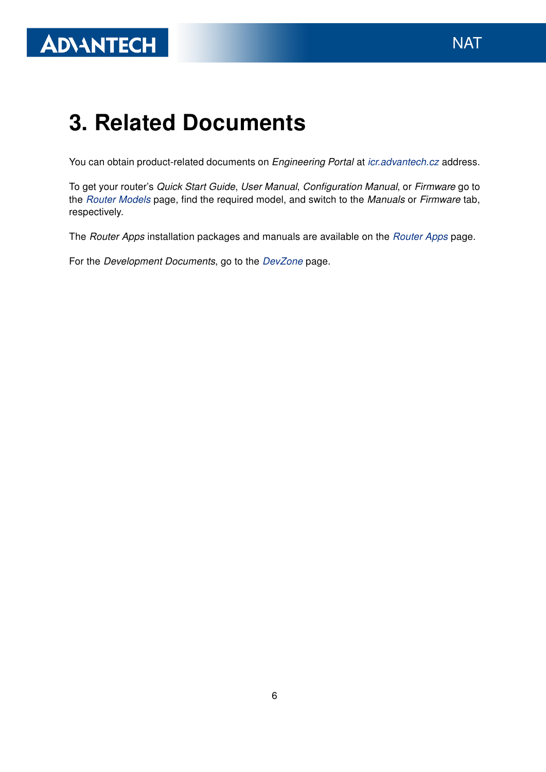# 3. Related Documents

You can obtain product-related documents on *Engineering Portal* at *icr.advantech.cz* address.

To get your router's *Quick Start Guide*, *User Manual*, *Configuration Manual*, or *Firmware* go to the *Router Models* page, find the required model, and switch to the *Manuals* or *Firmware* tab, respectively.

The *Router Apps* installation packages and manuals are available on the *Router Apps* page.

For the *Development Documents*, go to the *DevZone* page.